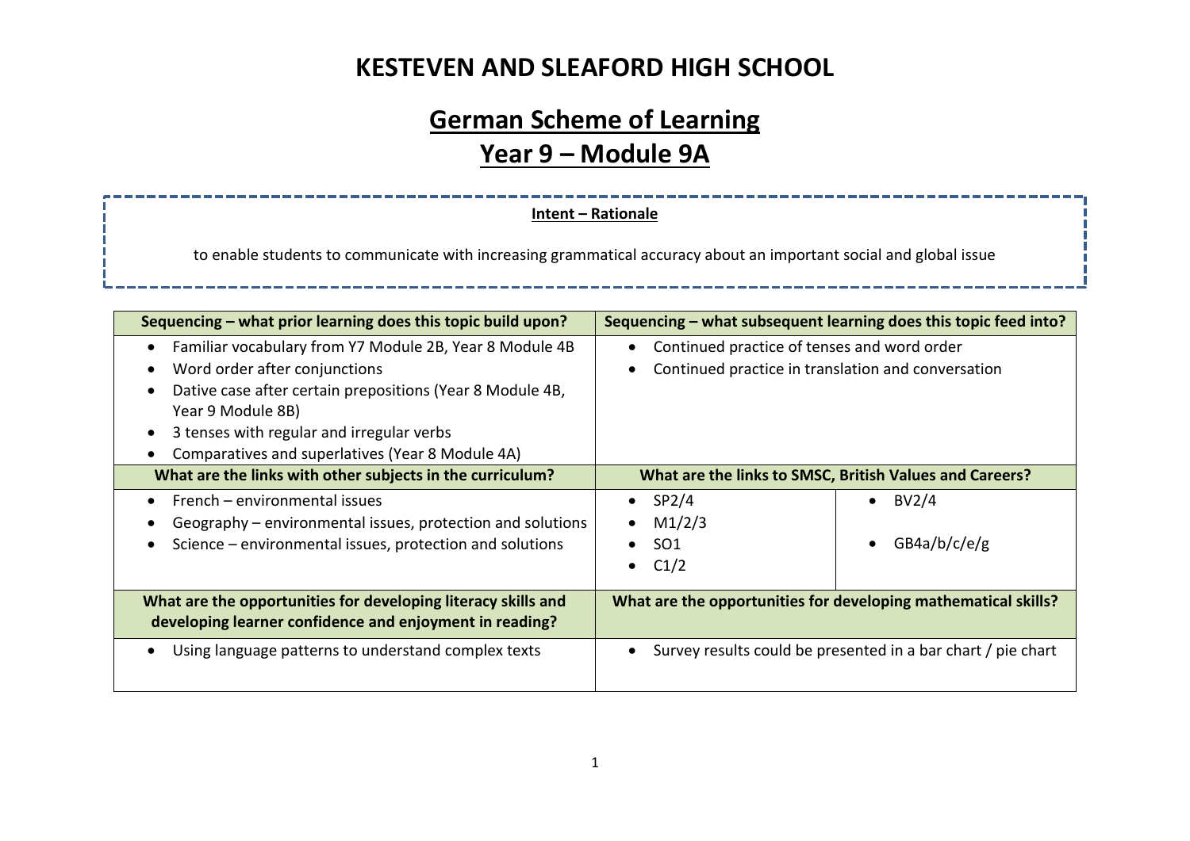# KESTEVEN AND SLEAFORD HIGH SCHOOL

## German Scheme of Learning

## Year 9 – Module 9A

**Intent – Rationale**

to enable students to communicate with increasing grammatical accuracy about an important social and global issue

| Sequencing – what prior learning does this topic build upon? | Sequencing – what subsequent learning does this topic feed into? | |
|---|---|---|
| • Familiar vocabulary from Y7 Module 2B, Year 8 Module 4B<br>• Word order after conjunctions<br>• Dative case after certain prepositions (Year 8 Module 4B, Year 9 Module 8B)<br>• 3 tenses with regular and irregular verbs<br>• Comparatives and superlatives (Year 8 Module 4A) | • Continued practice of tenses and word order<br>• Continued practice in translation and conversation | |
| **What are the links with other subjects in the curriculum?** | **What are the links to SMSC, British Values and Careers?** | |
| • French – environmental issues<br>• Geography – environmental issues, protection and solutions<br>• Science – environmental issues, protection and solutions | • SP2/4<br>• M1/2/3<br>• SO1<br>• C1/2 | • BV2/4<br>• GB4a/b/c/e/g |
| **What are the opportunities for developing literacy skills and developing learner confidence and enjoyment in reading?** | **What are the opportunities for developing mathematical skills?** | |
| • Using language patterns to understand complex texts | • Survey results could be presented in a bar chart / pie chart | |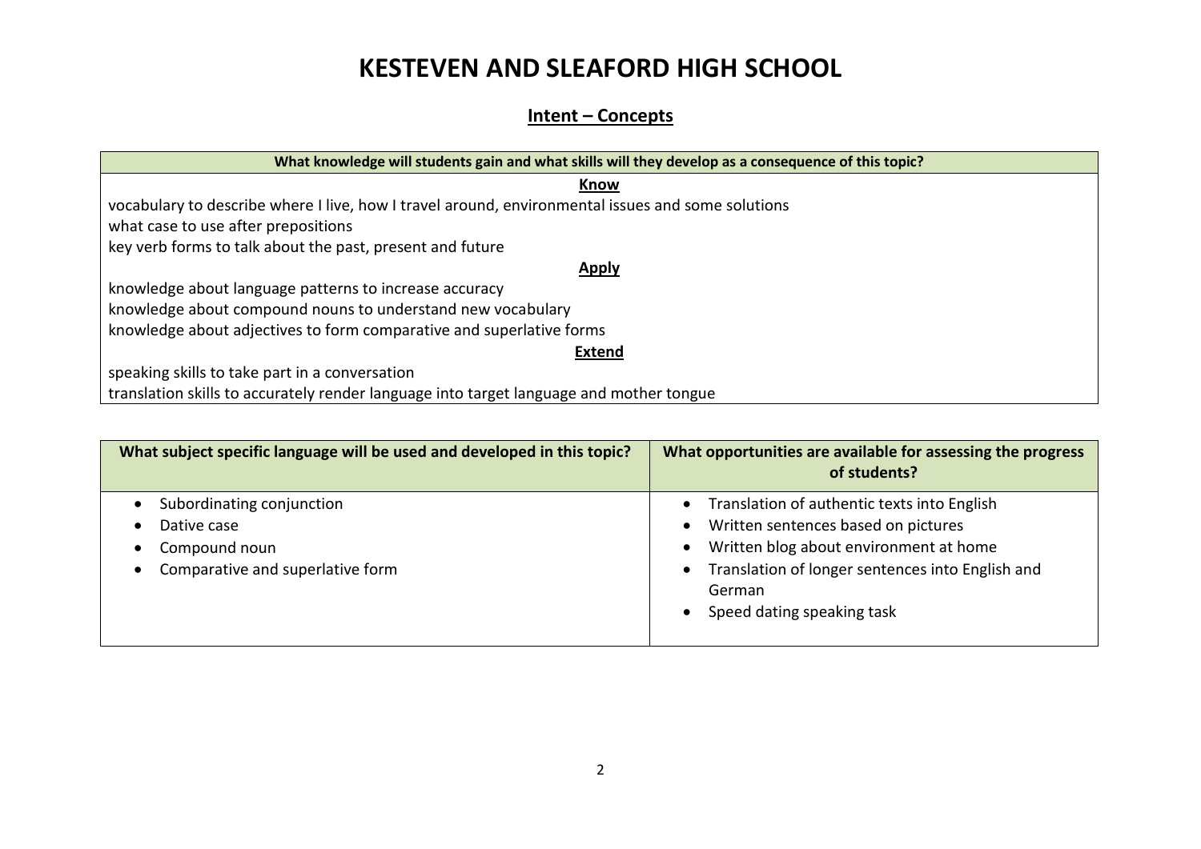# KESTEVEN AND SLEAFORD HIGH SCHOOL

## Intent – Concepts

| What knowledge will students gain and what skills will they develop as a consequence of this topic? |
|---|
| **Know** |
| vocabulary to describe where I live, how I travel around, environmental issues and some solutions |
| what case to use after prepositions |
| key verb forms to talk about the past, present and future |
| **Apply** |
| knowledge about language patterns to increase accuracy |
| knowledge about compound nouns to understand new vocabulary |
| knowledge about adjectives to form comparative and superlative forms |
| **Extend** |
| speaking skills to take part in a conversation |
| translation skills to accurately render language into target language and mother tongue |

| What subject specific language will be used and developed in this topic? | What opportunities are available for assessing the progress of students? |
|---|---|
| • Subordinating conjunction<br>• Dative case<br>• Compound noun<br>• Comparative and superlative form | • Translation of authentic texts into English<br>• Written sentences based on pictures<br>• Written blog about environment at home<br>• Translation of longer sentences into English and German<br>• Speed dating speaking task |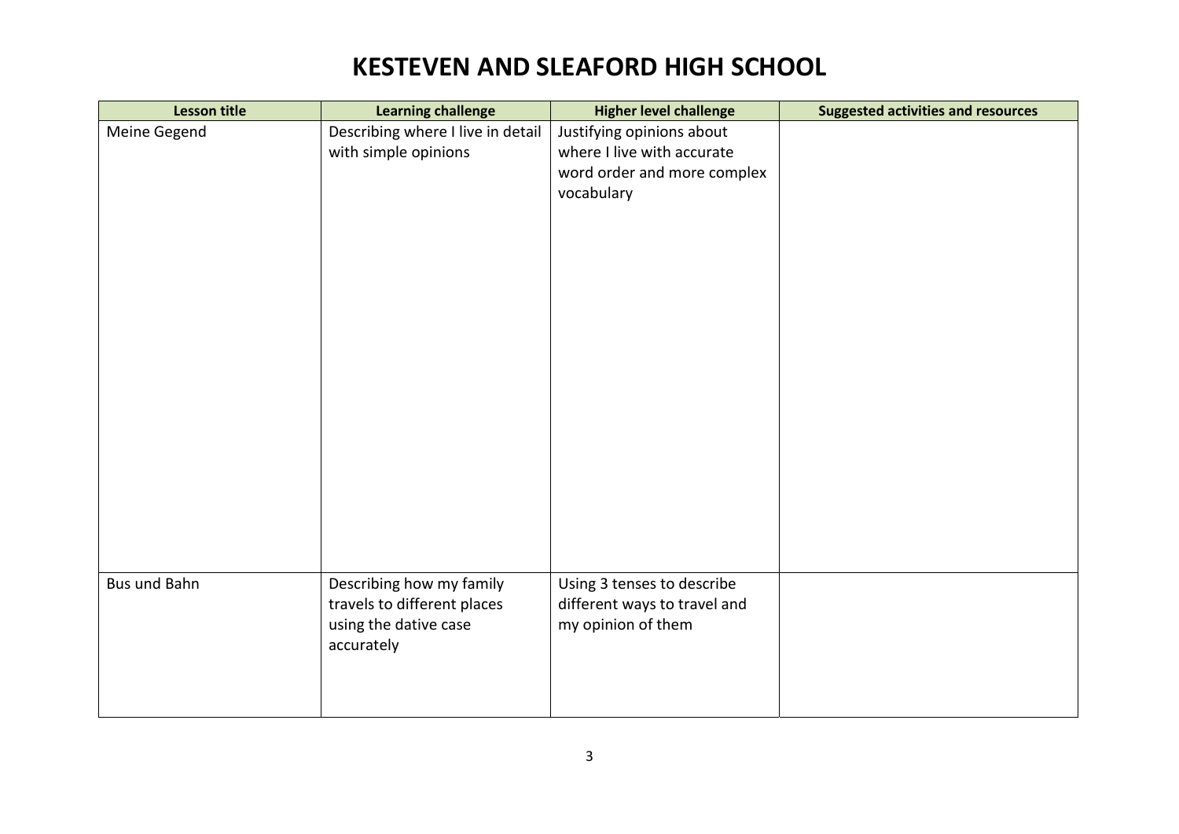# KESTEVEN AND SLEAFORD HIGH SCHOOL

| Lesson title | Learning challenge | Higher level challenge | Suggested activities and resources |
|---|---|---|---|
| Meine Gegend | Describing where I live in detail with simple opinions | Justifying opinions about where I live with accurate word order and more complex vocabulary | |
| Bus und Bahn | Describing how my family travels to different places using the dative case accurately | Using 3 tenses to describe different ways to travel and my opinion of them | |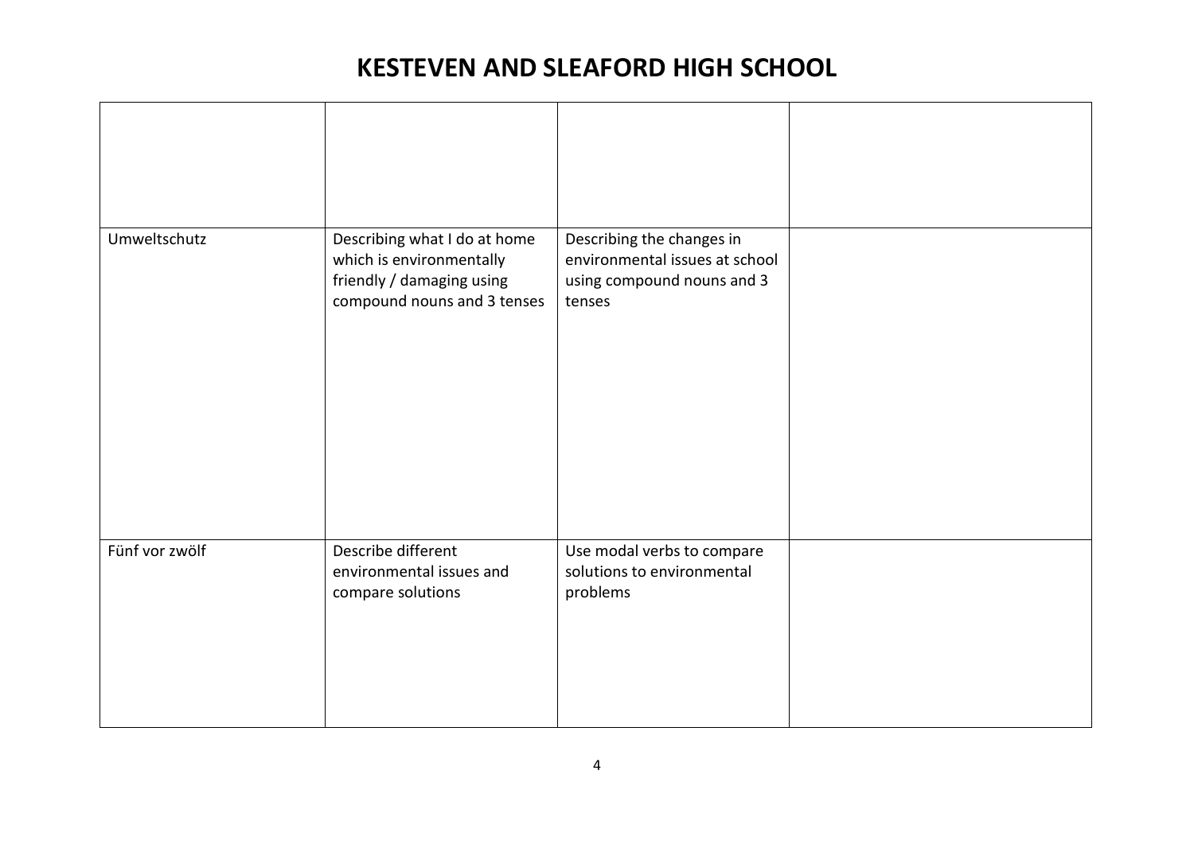# KESTEVEN AND SLEAFORD HIGH SCHOOL

| | | | |
|---|---|---|---|
| Umweltschutz | Describing what I do at home which is environmentally friendly / damaging using compound nouns and 3 tenses | Describing the changes in environmental issues at school using compound nouns and 3 tenses | |
| Fünf vor zwölf | Describe different environmental issues and compare solutions | Use modal verbs to compare solutions to environmental problems | |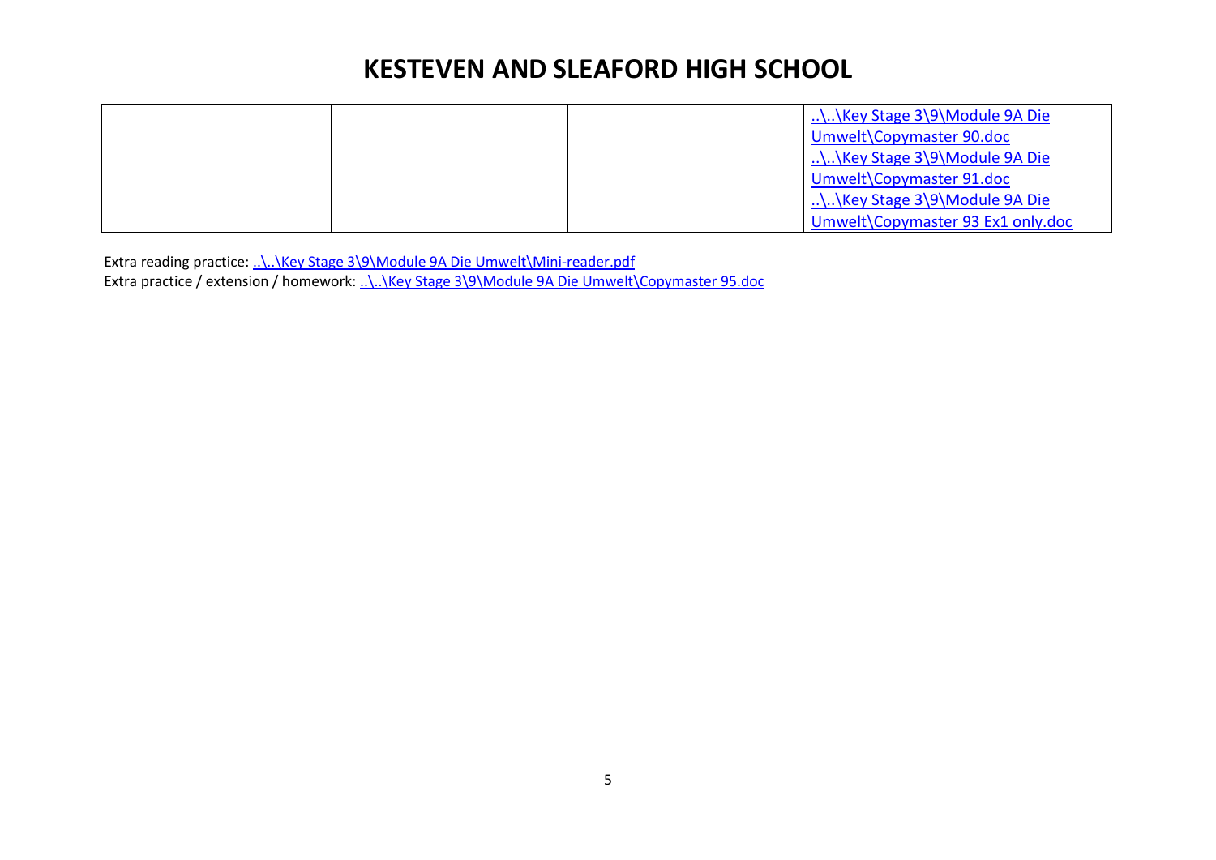# KESTEVEN AND SLEAFORD HIGH SCHOOL

| | | | |
|---|---|---|---|
| | | | ..\..\Key Stage 3\9\Module 9A Die Umwelt\Copymaster 90.doc ..\..\Key Stage 3\9\Module 9A Die Umwelt\Copymaster 91.doc ..\..\Key Stage 3\9\Module 9A Die Umwelt\Copymaster 93 Ex1 only.doc |

Extra reading practice: ..\..\Key Stage 3\9\Module 9A Die Umwelt\Mini-reader.pdf
Extra practice / extension / homework: ..\..\Key Stage 3\9\Module 9A Die Umwelt\Copymaster 95.doc